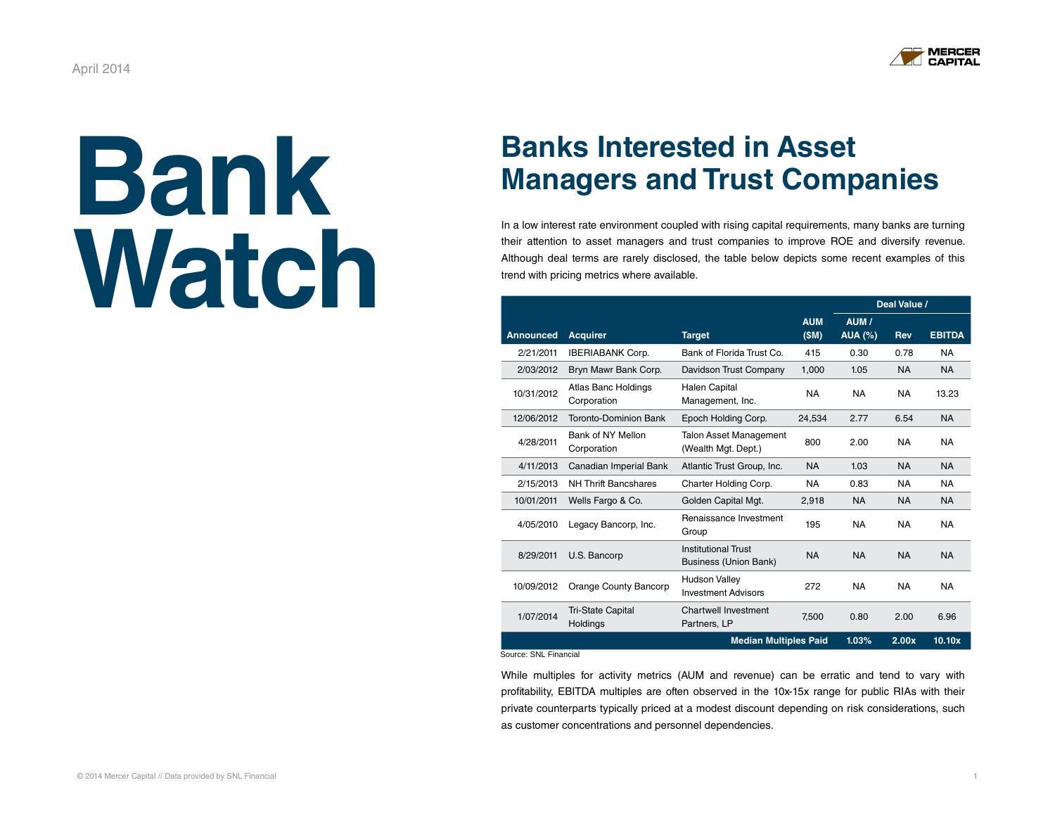April 2014

# Bank Watch

## Banks Interested in Asset Managers and Trust Companies

In a low interest rate environment coupled with rising capital requirements, many banks are turning their attention to asset managers and trust companies to improve ROE and diversify revenue. Although deal terms are rarely disclosed, the table below depicts some recent examples of this trend with pricing metrics where available.

| | | | | Deal Value / | | |
|---|---|---|---|---|---|---|
| **Announced** | **Acquirer** | **Target** | **AUM ($M)** | **AUM / AUA (%)** | **Rev** | **EBITDA** |
| 2/21/2011 | IBERIABANK Corp. | Bank of Florida Trust Co. | 415 | 0.30 | 0.78 | NA |
| 2/03/2012 | Bryn Mawr Bank Corp. | Davidson Trust Company | 1,000 | 1.05 | NA | NA |
| 10/31/2012 | Atlas Banc Holdings Corporation | Halen Capital Management, Inc. | NA | NA | NA | 13.23 |
| 12/06/2012 | Toronto-Dominion Bank | Epoch Holding Corp. | 24,534 | 2.77 | 6.54 | NA |
| 4/28/2011 | Bank of NY Mellon Corporation | Talon Asset Management (Wealth Mgt. Dept.) | 800 | 2.00 | NA | NA |
| 4/11/2013 | Canadian Imperial Bank | Atlantic Trust Group, Inc. | NA | 1.03 | NA | NA |
| 2/15/2013 | NH Thrift Bancshares | Charter Holding Corp. | NA | 0.83 | NA | NA |
| 10/01/2011 | Wells Fargo & Co. | Golden Capital Mgt. | 2,918 | NA | NA | NA |
| 4/05/2010 | Legacy Bancorp, Inc. | Renaissance Investment Group | 195 | NA | NA | NA |
| 8/29/2011 | U.S. Bancorp | Institutional Trust Business (Union Bank) | NA | NA | NA | NA |
| 10/09/2012 | Orange County Bancorp | Hudson Valley Investment Advisors | 272 | NA | NA | NA |
| 1/07/2014 | Tri-State Capital Holdings | Chartwell Investment Partners, LP | 7,500 | 0.80 | 2.00 | 6.96 |
| | | | **Median Multiples Paid** | **1.03%** | **2.00x** | **10.10x** |

Source: SNL Financial

While multiples for activity metrics (AUM and revenue) can be erratic and tend to vary with profitability, EBITDA multiples are often observed in the 10x-15x range for public RIAs with their private counterparts typically priced at a modest discount depending on risk considerations, such as customer concentrations and personnel dependencies.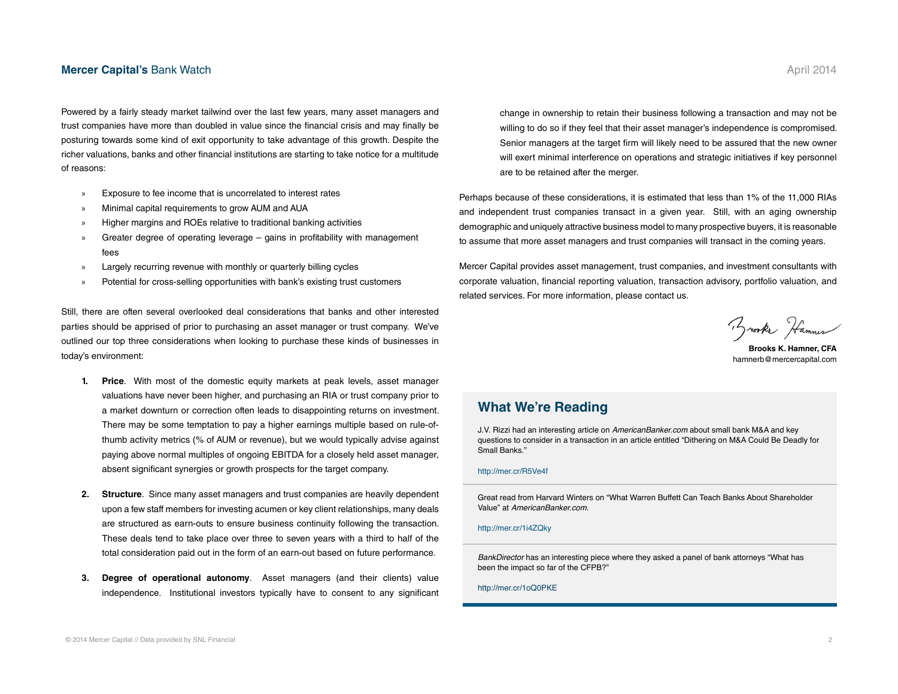Powered by a fairly steady market tailwind over the last few years, many asset managers and trust companies have more than doubled in value since the financial crisis and may finally be posturing towards some kind of exit opportunity to take advantage of this growth. Despite the richer valuations, banks and other financial institutions are starting to take notice for a multitude of reasons:

- Exposure to fee income that is uncorrelated to interest rates
- Minimal capital requirements to grow AUM and AUA
- Higher margins and ROEs relative to traditional banking activities
- Greater degree of operating leverage – gains in profitability with management fees
- Largely recurring revenue with monthly or quarterly billing cycles
- Potential for cross-selling opportunities with bank's existing trust customers

Still, there are often several overlooked deal considerations that banks and other interested parties should be apprised of prior to purchasing an asset manager or trust company. We've outlined our top three considerations when looking to purchase these kinds of businesses in today's environment:

1. **Price**. With most of the domestic equity markets at peak levels, asset manager valuations have never been higher, and purchasing an RIA or trust company prior to a market downturn or correction often leads to disappointing returns on investment. There may be some temptation to pay a higher earnings multiple based on rule-of-thumb activity metrics (% of AUM or revenue), but we would typically advise against paying above normal multiples of ongoing EBITDA for a closely held asset manager, absent significant synergies or growth prospects for the target company.

2. **Structure**. Since many asset managers and trust companies are heavily dependent upon a few staff members for investing acumen or key client relationships, many deals are structured as earn-outs to ensure business continuity following the transaction. These deals tend to take place over three to seven years with a third to half of the total consideration paid out in the form of an earn-out based on future performance.

3. **Degree of operational autonomy**. Asset managers (and their clients) value independence. Institutional investors typically have to consent to any significant change in ownership to retain their business following a transaction and may not be willing to do so if they feel that their asset manager's independence is compromised. Senior managers at the target firm will likely need to be assured that the new owner will exert minimal interference on operations and strategic initiatives if key personnel are to be retained after the merger.

Perhaps because of these considerations, it is estimated that less than 1% of the 11,000 RIAs and independent trust companies transact in a given year. Still, with an aging ownership demographic and uniquely attractive business model to many prospective buyers, it is reasonable to assume that more asset managers and trust companies will transact in the coming years.

Mercer Capital provides asset management, trust companies, and investment consultants with corporate valuation, financial reporting valuation, transaction advisory, portfolio valuation, and related services. For more information, please contact us.

**Brooks K. Hamner, CFA**
hamnerb@mercercapital.com

## What We're Reading

J.V. Rizzi had an interesting article on *AmericanBanker.com* about small bank M&A and key questions to consider in a transaction in an article entitled "Dithering on M&A Could Be Deadly for Small Banks."

http://mer.cr/R5Ve4f

Great read from Harvard Winters on "What Warren Buffett Can Teach Banks About Shareholder Value" at *AmericanBanker.com*.

http://mer.cr/1i4ZQky

*BankDirector* has an interesting piece where they asked a panel of bank attorneys "What has been the impact so far of the CFPB?"

http://mer.cr/1oQ0PKE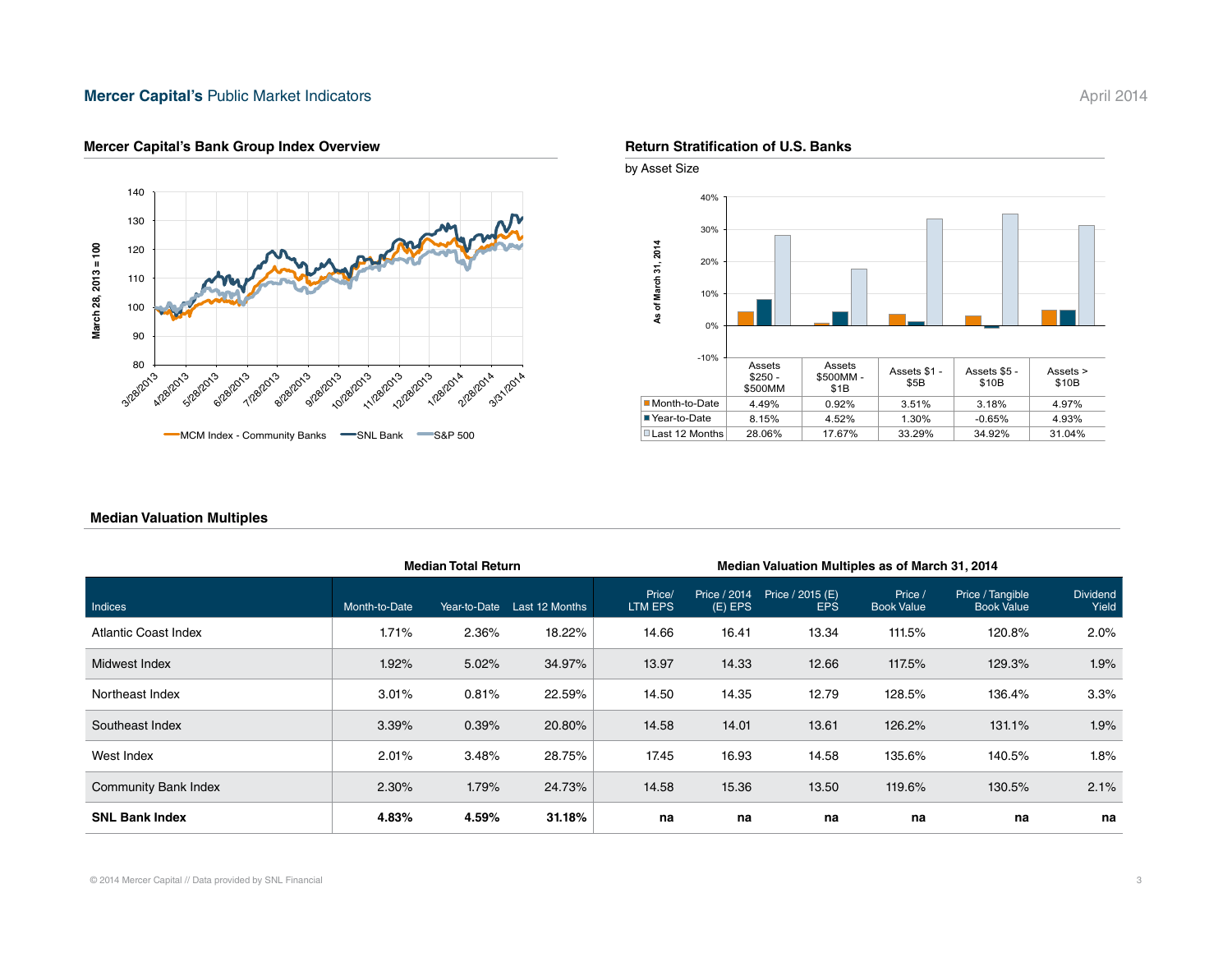## Mercer Capital's Public Market Indicators

April 2014

### Mercer Capital's Bank Group Index Overview

### Return Stratification of U.S. Banks

by Asset Size

| | Assets $250 - $500MM | Assets $500MM - $1B | Assets $1 - $5B | Assets $5 - $10B | Assets > $10B |
|---|---|---|---|---|---|
| Month-to-Date | 4.49% | 0.92% | 3.51% | 3.18% | 4.97% |
| Year-to-Date | 8.15% | 4.52% | 1.30% | -0.65% | 4.93% |
| Last 12 Months | 28.06% | 17.67% | 33.29% | 34.92% | 31.04% |

### Median Valuation Multiples

| | Median Total Return | | | Median Valuation Multiples as of March 31, 2014 | | | | | |
|---|---|---|---|---|---|---|---|---|---|
| Indices | Month-to-Date | Year-to-Date | Last 12 Months | Price/ LTM EPS | Price / 2014 (E) EPS | Price / 2015 (E) EPS | Price / Book Value | Price / Tangible Book Value | Dividend Yield |
| Atlantic Coast Index | 1.71% | 2.36% | 18.22% | 14.66 | 16.41 | 13.34 | 111.5% | 120.8% | 2.0% |
| Midwest Index | 1.92% | 5.02% | 34.97% | 13.97 | 14.33 | 12.66 | 117.5% | 129.3% | 1.9% |
| Northeast Index | 3.01% | 0.81% | 22.59% | 14.50 | 14.35 | 12.79 | 128.5% | 136.4% | 3.3% |
| Southeast Index | 3.39% | 0.39% | 20.80% | 14.58 | 14.01 | 13.61 | 126.2% | 131.1% | 1.9% |
| West Index | 2.01% | 3.48% | 28.75% | 17.45 | 16.93 | 14.58 | 135.6% | 140.5% | 1.8% |
| Community Bank Index | 2.30% | 1.79% | 24.73% | 14.58 | 15.36 | 13.50 | 119.6% | 130.5% | 2.1% |
| **SNL Bank Index** | **4.83%** | **4.59%** | **31.18%** | **na** | **na** | **na** | **na** | **na** | **na** |

© 2014 Mercer Capital // Data provided by SNL Financial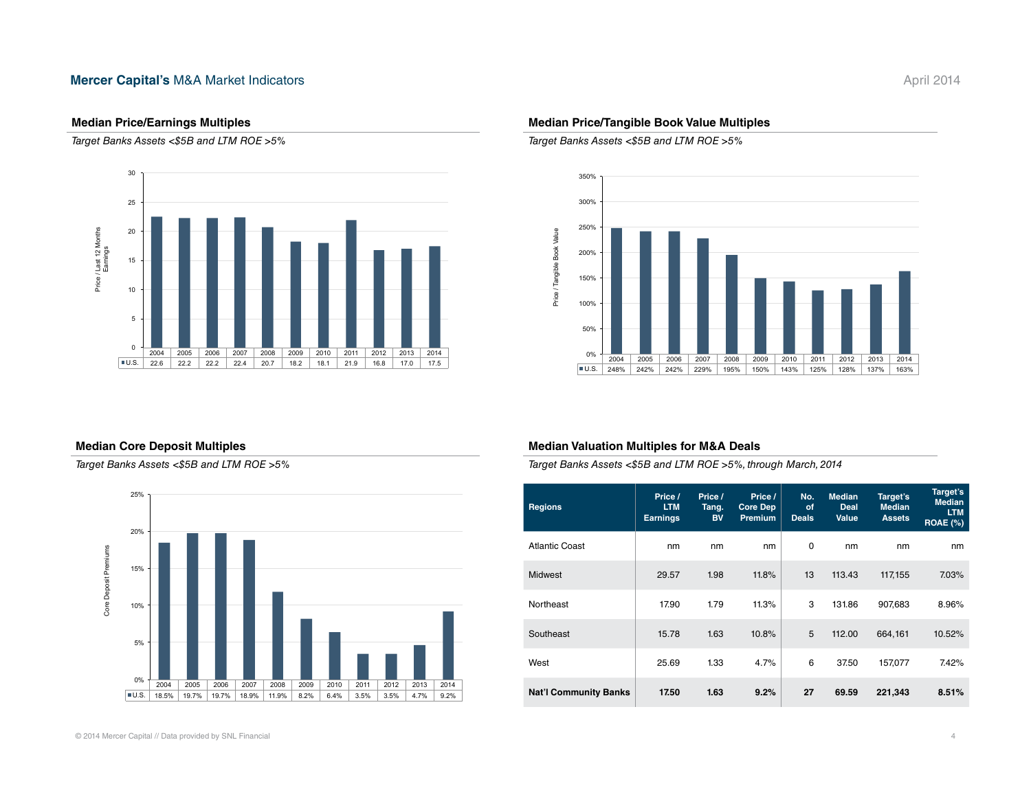## Mercer Capital's M&A Market Indicators

April 2014

### Median Price/Earnings Multiples

*Target Banks Assets <$5B and LTM ROE >5%*

| | 2004 | 2005 | 2006 | 2007 | 2008 | 2009 | 2010 | 2011 | 2012 | 2013 | 2014 |
|---|---|---|---|---|---|---|---|---|---|---|---|
| U.S. | 22.6 | 22.2 | 22.2 | 22.4 | 20.7 | 18.2 | 18.1 | 21.9 | 16.8 | 17.0 | 17.5 |

### Median Price/Tangible Book Value Multiples

*Target Banks Assets <$5B and LTM ROE >5%*

| | 2004 | 2005 | 2006 | 2007 | 2008 | 2009 | 2010 | 2011 | 2012 | 2013 | 2014 |
|---|---|---|---|---|---|---|---|---|---|---|---|
| U.S. | 248% | 242% | 242% | 229% | 195% | 150% | 143% | 125% | 128% | 137% | 163% |

### Median Core Deposit Multiples

*Target Banks Assets <$5B and LTM ROE >5%*

| | 2004 | 2005 | 2006 | 2007 | 2008 | 2009 | 2010 | 2011 | 2012 | 2013 | 2014 |
|---|---|---|---|---|---|---|---|---|---|---|---|
| U.S. | 18.5% | 19.7% | 19.7% | 18.9% | 11.9% | 8.2% | 6.4% | 3.5% | 3.5% | 4.7% | 9.2% |

### Median Valuation Multiples for M&A Deals

*Target Banks Assets <$5B and LTM ROE >5%, through March, 2014*

| Regions | Price / LTM Earnings | Price / Tang. BV | Price / Core Dep Premium | No. of Deals | Median Deal Value | Target's Median Assets | Target's Median LTM ROAE (%) |
|---|---|---|---|---|---|---|---|
| Atlantic Coast | nm | nm | nm | 0 | nm | nm | nm |
| Midwest | 29.57 | 1.98 | 11.8% | 13 | 113.43 | 117,155 | 7.03% |
| Northeast | 17.90 | 1.79 | 11.3% | 3 | 131.86 | 907,683 | 8.96% |
| Southeast | 15.78 | 1.63 | 10.8% | 5 | 112.00 | 664,161 | 10.52% |
| West | 25.69 | 1.33 | 4.7% | 6 | 37.50 | 157,077 | 7.42% |
| **Nat'l Community Banks** | **17.50** | **1.63** | **9.2%** | **27** | **69.59** | **221,343** | **8.51%** |

© 2014 Mercer Capital // Data provided by SNL Financial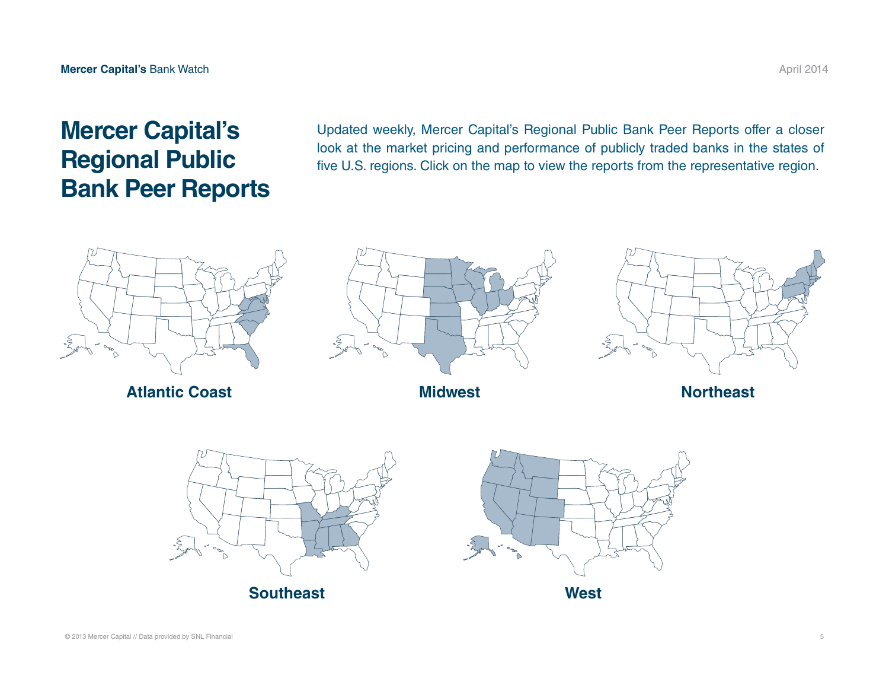# Mercer Capital's Regional Public Bank Peer Reports

Updated weekly, Mercer Capital's Regional Public Bank Peer Reports offer a closer look at the market pricing and performance of publicly traded banks in the states of five U.S. regions. Click on the map to view the reports from the representative region.

**Atlantic Coast**

**Midwest**

**Northeast**

**Southeast**

**West**

© 2013 Mercer Capital // Data provided by SNL Financial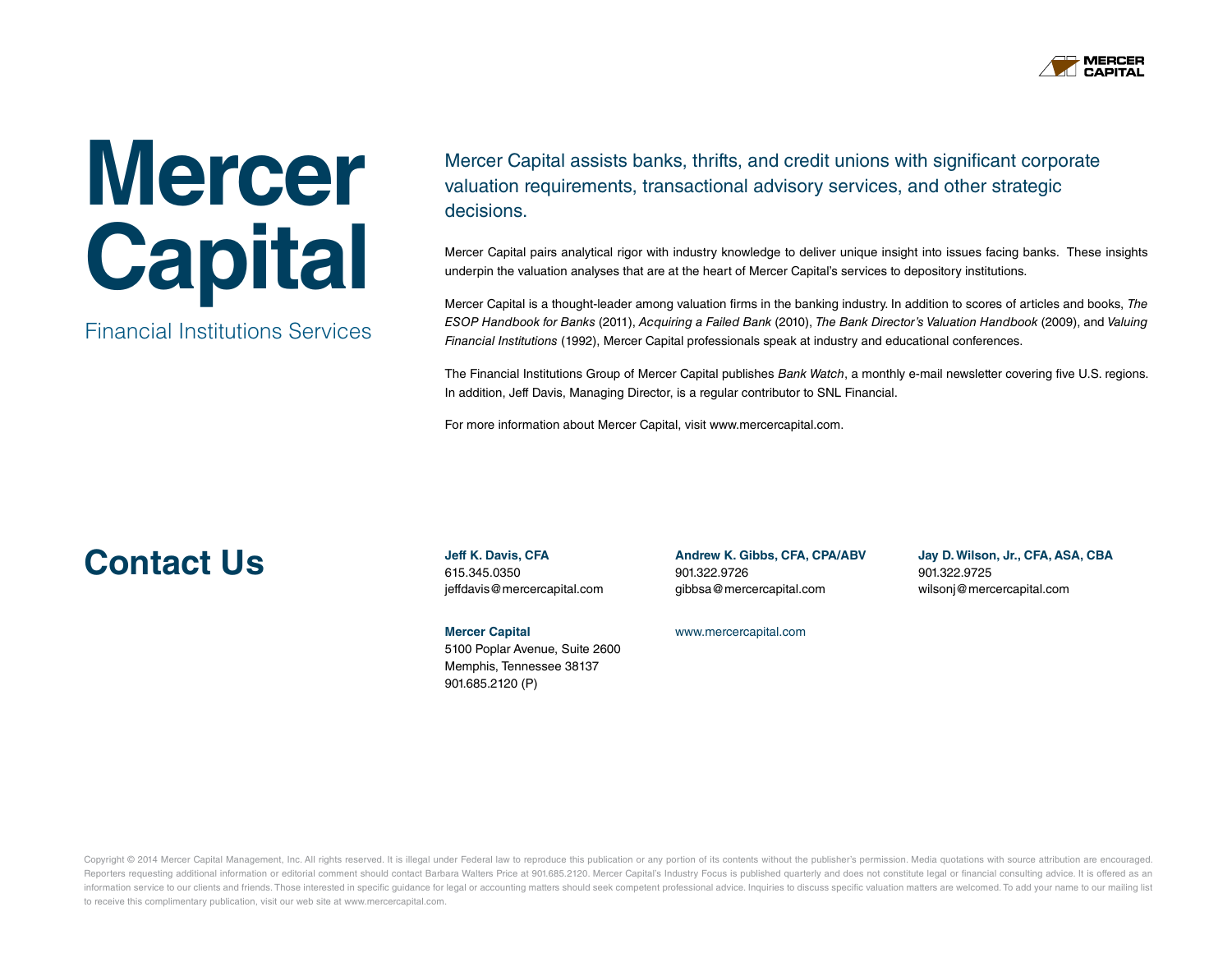# Mercer Capital

Financial Institutions Services

Mercer Capital assists banks, thrifts, and credit unions with significant corporate valuation requirements, transactional advisory services, and other strategic decisions.

Mercer Capital pairs analytical rigor with industry knowledge to deliver unique insight into issues facing banks. These insights underpin the valuation analyses that are at the heart of Mercer Capital's services to depository institutions.

Mercer Capital is a thought-leader among valuation firms in the banking industry. In addition to scores of articles and books, *The ESOP Handbook for Banks* (2011), *Acquiring a Failed Bank* (2010), *The Bank Director's Valuation Handbook* (2009), and *Valuing Financial Institutions* (1992), Mercer Capital professionals speak at industry and educational conferences.

The Financial Institutions Group of Mercer Capital publishes *Bank Watch*, a monthly e-mail newsletter covering five U.S. regions. In addition, Jeff Davis, Managing Director, is a regular contributor to SNL Financial.

For more information about Mercer Capital, visit www.mercercapital.com.

## Contact Us

**Jeff K. Davis, CFA**
615.345.0350
jeffdavis@mercercapital.com

**Andrew K. Gibbs, CFA, CPA/ABV**
901.322.9726
gibbsa@mercercapital.com

**Jay D. Wilson, Jr., CFA, ASA, CBA**
901.322.9725
wilsonj@mercercapital.com

**Mercer Capital**
5100 Poplar Avenue, Suite 2600
Memphis, Tennessee 38137
901.685.2120 (P)

www.mercercapital.com

Copyright © 2014 Mercer Capital Management, Inc. All rights reserved. It is illegal under Federal law to reproduce this publication or any portion of its contents without the publisher's permission. Media quotations with source attribution are encouraged. Reporters requesting additional information or editorial comment should contact Barbara Walters Price at 901.685.2120. Mercer Capital's Industry Focus is published quarterly and does not constitute legal or financial consulting advice. It is offered as an information service to our clients and friends. Those interested in specific guidance for legal or accounting matters should seek competent professional advice. Inquiries to discuss specific valuation matters are welcomed. To add your name to our mailing list to receive this complimentary publication, visit our web site at www.mercercapital.com.